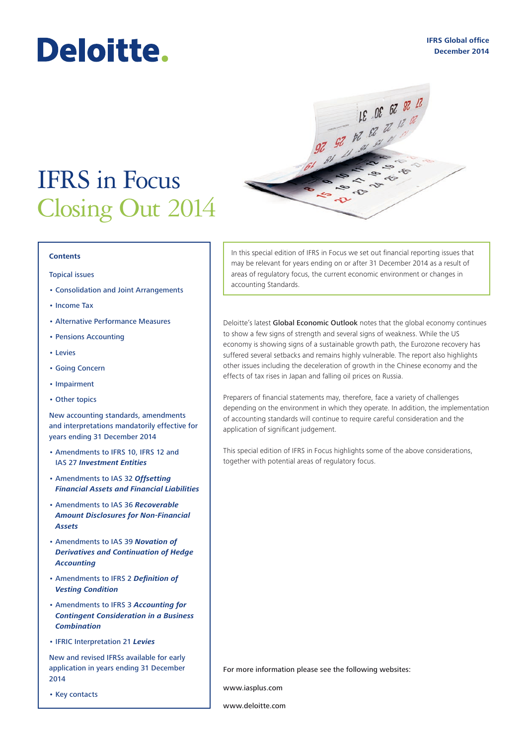Deloitte.

IFRS Global office
December 2014

# IFRS in Focus
## Closing Out 2014

In this special edition of IFRS in Focus we set out financial reporting issues that may be relevant for years ending on or after 31 December 2014 as a result of areas of regulatory focus, the current economic environment or changes in accounting Standards.

Deloitte's latest Global Economic Outlook notes that the global economy continues to show a few signs of strength and several signs of weakness. While the US economy is showing signs of a sustainable growth path, the Eurozone recovery has suffered several setbacks and remains highly vulnerable. The report also highlights other issues including the deceleration of growth in the Chinese economy and the effects of tax rises in Japan and falling oil prices on Russia.

Preparers of financial statements may, therefore, face a variety of challenges depending on the environment in which they operate. In addition, the implementation of accounting standards will continue to require careful consideration and the application of significant judgement.

This special edition of IFRS in Focus highlights some of the above considerations, together with potential areas of regulatory focus.

**Contents**

Topical issues

- Consolidation and Joint Arrangements
- Income Tax
- Alternative Performance Measures
- Pensions Accounting
- Levies
- Going Concern
- Impairment
- Other topics

New accounting standards, amendments and interpretations mandatorily effective for years ending 31 December 2014

- Amendments to IFRS 10, IFRS 12 and IAS 27 ***Investment Entities***
- Amendments to IAS 32 ***Offsetting Financial Assets and Financial Liabilities***
- Amendments to IAS 36 ***Recoverable Amount Disclosures for Non-Financial Assets***
- Amendments to IAS 39 ***Novation of Derivatives and Continuation of Hedge Accounting***
- Amendments to IFRS 2 ***Definition of Vesting Condition***
- Amendments to IFRS 3 ***Accounting for Contingent Consideration in a Business Combination***
- IFRIC Interpretation 21 ***Levies***

New and revised IFRSs available for early application in years ending 31 December 2014

- Key contacts

For more information please see the following websites:

www.iasplus.com

www.deloitte.com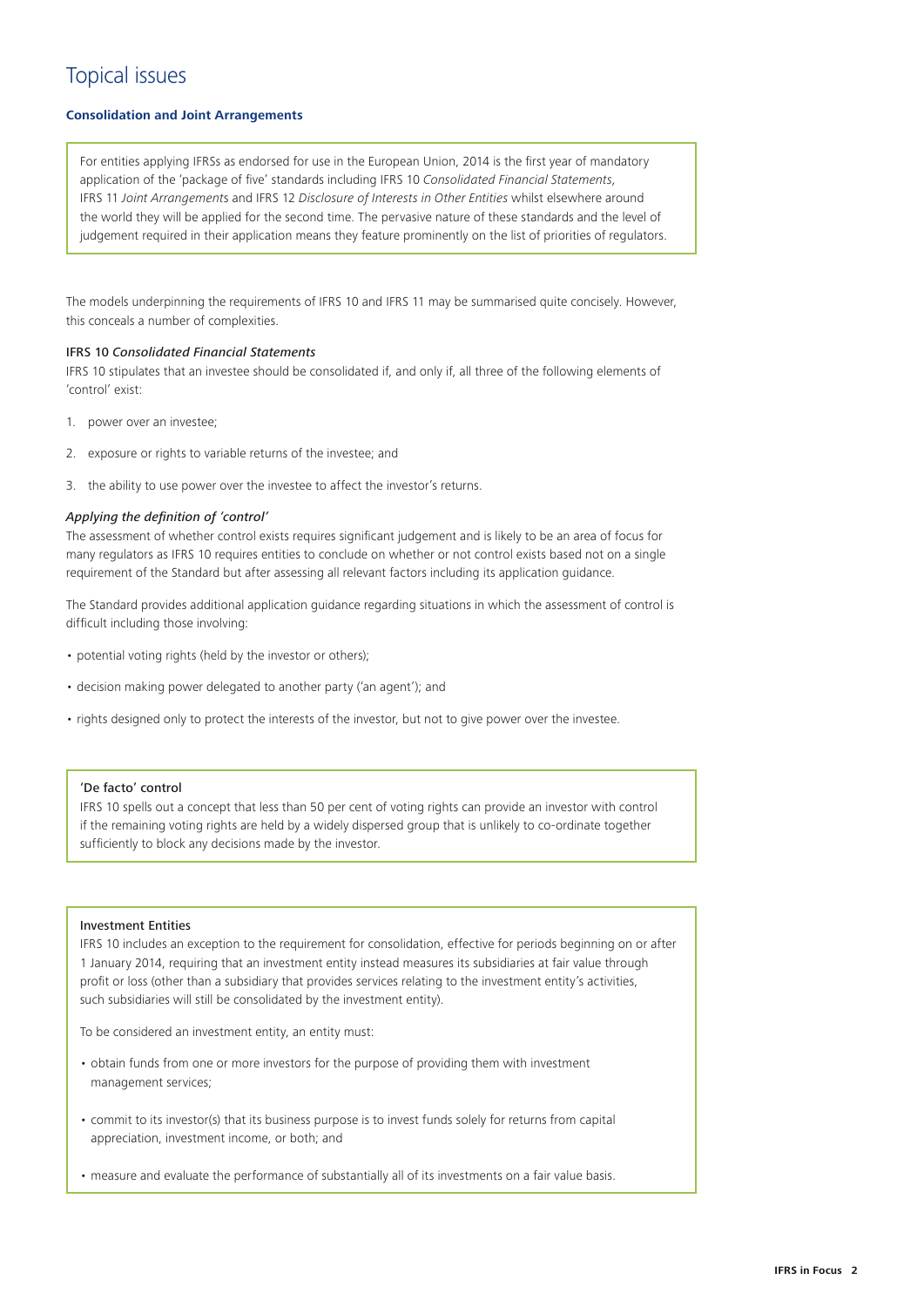# Topical issues

**Consolidation and Joint Arrangements**

For entities applying IFRSs as endorsed for use in the European Union, 2014 is the first year of mandatory application of the 'package of five' standards including IFRS 10 *Consolidated Financial Statements*, IFRS 11 *Joint Arrangements* and IFRS 12 *Disclosure of Interests in Other Entities* whilst elsewhere around the world they will be applied for the second time. The pervasive nature of these standards and the level of judgement required in their application means they feature prominently on the list of priorities of regulators.

The models underpinning the requirements of IFRS 10 and IFRS 11 may be summarised quite concisely. However, this conceals a number of complexities.

### IFRS 10 *Consolidated Financial Statements*

IFRS 10 stipulates that an investee should be consolidated if, and only if, all three of the following elements of 'control' exist:

1. power over an investee;
2. exposure or rights to variable returns of the investee; and
3. the ability to use power over the investee to affect the investor's returns.

#### *Applying the definition of 'control'*

The assessment of whether control exists requires significant judgement and is likely to be an area of focus for many regulators as IFRS 10 requires entities to conclude on whether or not control exists based not on a single requirement of the Standard but after assessing all relevant factors including its application guidance.

The Standard provides additional application guidance regarding situations in which the assessment of control is difficult including those involving:

- potential voting rights (held by the investor or others);
- decision making power delegated to another party ('an agent'); and
- rights designed only to protect the interests of the investor, but not to give power over the investee.

'De facto' control

IFRS 10 spells out a concept that less than 50 per cent of voting rights can provide an investor with control if the remaining voting rights are held by a widely dispersed group that is unlikely to co-ordinate together sufficiently to block any decisions made by the investor.

Investment Entities

IFRS 10 includes an exception to the requirement for consolidation, effective for periods beginning on or after 1 January 2014, requiring that an investment entity instead measures its subsidiaries at fair value through profit or loss (other than a subsidiary that provides services relating to the investment entity's activities, such subsidiaries will still be consolidated by the investment entity).

To be considered an investment entity, an entity must:

- obtain funds from one or more investors for the purpose of providing them with investment management services;
- commit to its investor(s) that its business purpose is to invest funds solely for returns from capital appreciation, investment income, or both; and
- measure and evaluate the performance of substantially all of its investments on a fair value basis.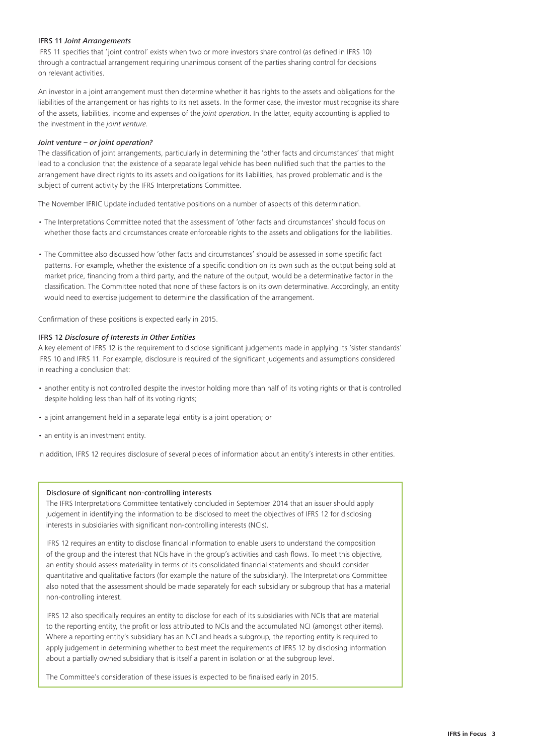### IFRS 11 *Joint Arrangements*

IFRS 11 specifies that 'joint control' exists when two or more investors share control (as defined in IFRS 10) through a contractual arrangement requiring unanimous consent of the parties sharing control for decisions on relevant activities.

An investor in a joint arrangement must then determine whether it has rights to the assets and obligations for the liabilities of the arrangement or has rights to its net assets. In the former case, the investor must recognise its share of the assets, liabilities, income and expenses of the *joint operation*. In the latter, equity accounting is applied to the investment in the *joint venture*.

#### *Joint venture – or joint operation?*

The classification of joint arrangements, particularly in determining the 'other facts and circumstances' that might lead to a conclusion that the existence of a separate legal vehicle has been nullified such that the parties to the arrangement have direct rights to its assets and obligations for its liabilities, has proved problematic and is the subject of current activity by the IFRS Interpretations Committee.

The November IFRIC Update included tentative positions on a number of aspects of this determination.

- The Interpretations Committee noted that the assessment of 'other facts and circumstances' should focus on whether those facts and circumstances create enforceable rights to the assets and obligations for the liabilities.
- The Committee also discussed how 'other facts and circumstances' should be assessed in some specific fact patterns. For example, whether the existence of a specific condition on its own such as the output being sold at market price, financing from a third party, and the nature of the output, would be a determinative factor in the classification. The Committee noted that none of these factors is on its own determinative. Accordingly, an entity would need to exercise judgement to determine the classification of the arrangement.

Confirmation of these positions is expected early in 2015.

### IFRS 12 *Disclosure of Interests in Other Entities*

A key element of IFRS 12 is the requirement to disclose significant judgements made in applying its 'sister standards' IFRS 10 and IFRS 11. For example, disclosure is required of the significant judgements and assumptions considered in reaching a conclusion that:

- another entity is not controlled despite the investor holding more than half of its voting rights or that is controlled despite holding less than half of its voting rights;
- a joint arrangement held in a separate legal entity is a joint operation; or
- an entity is an investment entity.

In addition, IFRS 12 requires disclosure of several pieces of information about an entity's interests in other entities.

#### Disclosure of significant non-controlling interests

The IFRS Interpretations Committee tentatively concluded in September 2014 that an issuer should apply judgement in identifying the information to be disclosed to meet the objectives of IFRS 12 for disclosing interests in subsidiaries with significant non-controlling interests (NCIs).

IFRS 12 requires an entity to disclose financial information to enable users to understand the composition of the group and the interest that NCIs have in the group's activities and cash flows. To meet this objective, an entity should assess materiality in terms of its consolidated financial statements and should consider quantitative and qualitative factors (for example the nature of the subsidiary). The Interpretations Committee also noted that the assessment should be made separately for each subsidiary or subgroup that has a material non-controlling interest.

IFRS 12 also specifically requires an entity to disclose for each of its subsidiaries with NCIs that are material to the reporting entity, the profit or loss attributed to NCIs and the accumulated NCI (amongst other items). Where a reporting entity's subsidiary has an NCI and heads a subgroup, the reporting entity is required to apply judgement in determining whether to best meet the requirements of IFRS 12 by disclosing information about a partially owned subsidiary that is itself a parent in isolation or at the subgroup level.

The Committee's consideration of these issues is expected to be finalised early in 2015.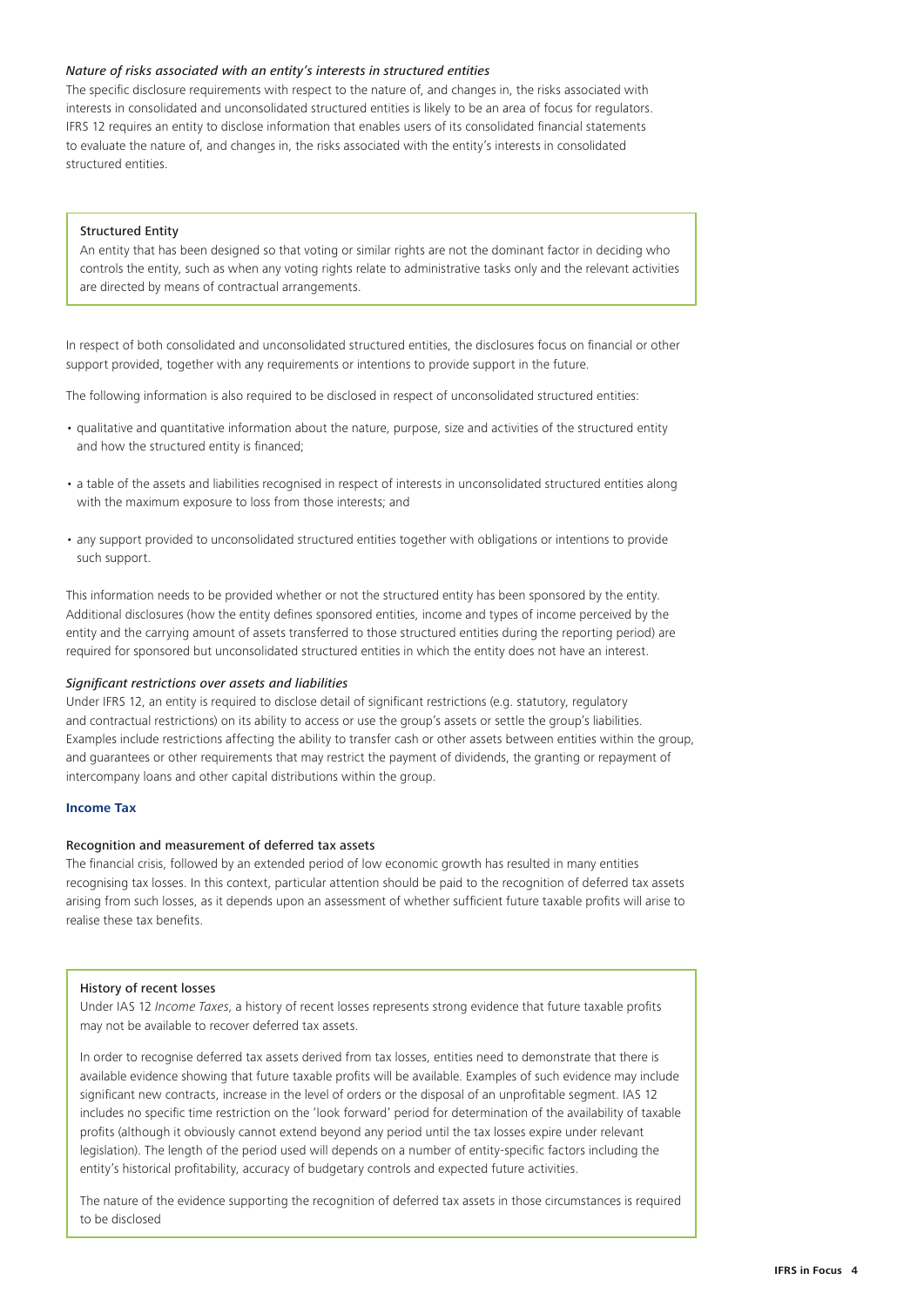*Nature of risks associated with an entity's interests in structured entities*

The specific disclosure requirements with respect to the nature of, and changes in, the risks associated with interests in consolidated and unconsolidated structured entities is likely to be an area of focus for regulators. IFRS 12 requires an entity to disclose information that enables users of its consolidated financial statements to evaluate the nature of, and changes in, the risks associated with the entity's interests in consolidated structured entities.

> Structured Entity
>
> An entity that has been designed so that voting or similar rights are not the dominant factor in deciding who controls the entity, such as when any voting rights relate to administrative tasks only and the relevant activities are directed by means of contractual arrangements.

In respect of both consolidated and unconsolidated structured entities, the disclosures focus on financial or other support provided, together with any requirements or intentions to provide support in the future.

The following information is also required to be disclosed in respect of unconsolidated structured entities:

- qualitative and quantitative information about the nature, purpose, size and activities of the structured entity and how the structured entity is financed;
- a table of the assets and liabilities recognised in respect of interests in unconsolidated structured entities along with the maximum exposure to loss from those interests; and
- any support provided to unconsolidated structured entities together with obligations or intentions to provide such support.

This information needs to be provided whether or not the structured entity has been sponsored by the entity. Additional disclosures (how the entity defines sponsored entities, income and types of income perceived by the entity and the carrying amount of assets transferred to those structured entities during the reporting period) are required for sponsored but unconsolidated structured entities in which the entity does not have an interest.

*Significant restrictions over assets and liabilities*

Under IFRS 12, an entity is required to disclose detail of significant restrictions (e.g. statutory, regulatory and contractual restrictions) on its ability to access or use the group's assets or settle the group's liabilities. Examples include restrictions affecting the ability to transfer cash or other assets between entities within the group, and guarantees or other requirements that may restrict the payment of dividends, the granting or repayment of intercompany loans and other capital distributions within the group.

## Income Tax

### Recognition and measurement of deferred tax assets

The financial crisis, followed by an extended period of low economic growth has resulted in many entities recognising tax losses. In this context, particular attention should be paid to the recognition of deferred tax assets arising from such losses, as it depends upon an assessment of whether sufficient future taxable profits will arise to realise these tax benefits.

> History of recent losses
>
> Under IAS 12 *Income Taxes*, a history of recent losses represents strong evidence that future taxable profits may not be available to recover deferred tax assets.
>
> In order to recognise deferred tax assets derived from tax losses, entities need to demonstrate that there is available evidence showing that future taxable profits will be available. Examples of such evidence may include significant new contracts, increase in the level of orders or the disposal of an unprofitable segment. IAS 12 includes no specific time restriction on the 'look forward' period for determination of the availability of taxable profits (although it obviously cannot extend beyond any period until the tax losses expire under relevant legislation). The length of the period used will depends on a number of entity-specific factors including the entity's historical profitability, accuracy of budgetary controls and expected future activities.
>
> The nature of the evidence supporting the recognition of deferred tax assets in those circumstances is required to be disclosed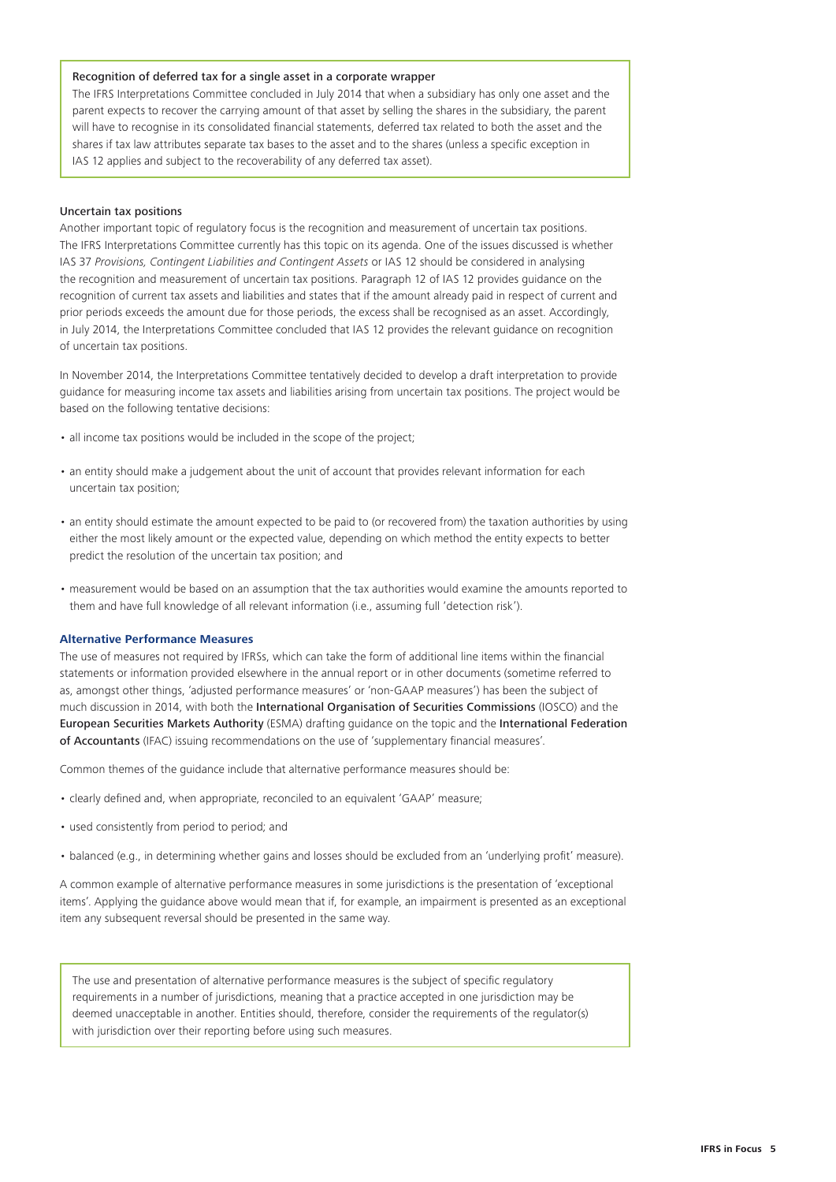**Recognition of deferred tax for a single asset in a corporate wrapper**

The IFRS Interpretations Committee concluded in July 2014 that when a subsidiary has only one asset and the parent expects to recover the carrying amount of that asset by selling the shares in the subsidiary, the parent will have to recognise in its consolidated financial statements, deferred tax related to both the asset and the shares if tax law attributes separate tax bases to the asset and to the shares (unless a specific exception in IAS 12 applies and subject to the recoverability of any deferred tax asset).

### Uncertain tax positions

Another important topic of regulatory focus is the recognition and measurement of uncertain tax positions. The IFRS Interpretations Committee currently has this topic on its agenda. One of the issues discussed is whether IAS 37 *Provisions, Contingent Liabilities and Contingent Assets* or IAS 12 should be considered in analysing the recognition and measurement of uncertain tax positions. Paragraph 12 of IAS 12 provides guidance on the recognition of current tax assets and liabilities and states that if the amount already paid in respect of current and prior periods exceeds the amount due for those periods, the excess shall be recognised as an asset. Accordingly, in July 2014, the Interpretations Committee concluded that IAS 12 provides the relevant guidance on recognition of uncertain tax positions.

In November 2014, the Interpretations Committee tentatively decided to develop a draft interpretation to provide guidance for measuring income tax assets and liabilities arising from uncertain tax positions. The project would be based on the following tentative decisions:

- all income tax positions would be included in the scope of the project;
- an entity should make a judgement about the unit of account that provides relevant information for each uncertain tax position;
- an entity should estimate the amount expected to be paid to (or recovered from) the taxation authorities by using either the most likely amount or the expected value, depending on which method the entity expects to better predict the resolution of the uncertain tax position; and
- measurement would be based on an assumption that the tax authorities would examine the amounts reported to them and have full knowledge of all relevant information (i.e., assuming full 'detection risk').

## Alternative Performance Measures

The use of measures not required by IFRSs, which can take the form of additional line items within the financial statements or information provided elsewhere in the annual report or in other documents (sometime referred to as, amongst other things, 'adjusted performance measures' or 'non-GAAP measures') has been the subject of much discussion in 2014, with both the International Organisation of Securities Commissions (IOSCO) and the European Securities Markets Authority (ESMA) drafting guidance on the topic and the International Federation of Accountants (IFAC) issuing recommendations on the use of 'supplementary financial measures'.

Common themes of the guidance include that alternative performance measures should be:

- clearly defined and, when appropriate, reconciled to an equivalent 'GAAP' measure;
- used consistently from period to period; and
- balanced (e.g., in determining whether gains and losses should be excluded from an 'underlying profit' measure).

A common example of alternative performance measures in some jurisdictions is the presentation of 'exceptional items'. Applying the guidance above would mean that if, for example, an impairment is presented as an exceptional item any subsequent reversal should be presented in the same way.

The use and presentation of alternative performance measures is the subject of specific regulatory requirements in a number of jurisdictions, meaning that a practice accepted in one jurisdiction may be deemed unacceptable in another. Entities should, therefore, consider the requirements of the regulator(s) with jurisdiction over their reporting before using such measures.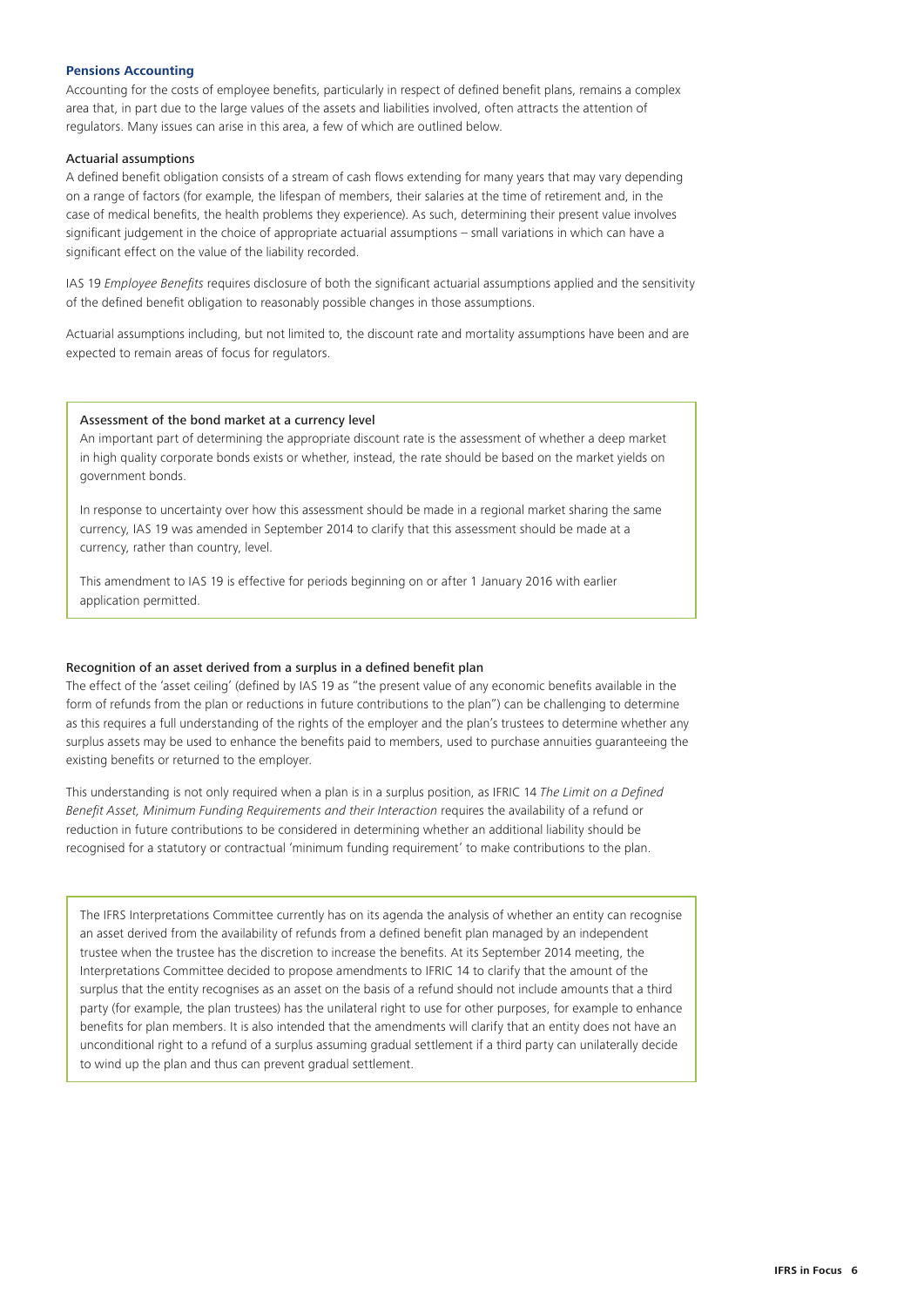## Pensions Accounting

Accounting for the costs of employee benefits, particularly in respect of defined benefit plans, remains a complex area that, in part due to the large values of the assets and liabilities involved, often attracts the attention of regulators. Many issues can arise in this area, a few of which are outlined below.

### Actuarial assumptions

A defined benefit obligation consists of a stream of cash flows extending for many years that may vary depending on a range of factors (for example, the lifespan of members, their salaries at the time of retirement and, in the case of medical benefits, the health problems they experience). As such, determining their present value involves significant judgement in the choice of appropriate actuarial assumptions – small variations in which can have a significant effect on the value of the liability recorded.

IAS 19 *Employee Benefits* requires disclosure of both the significant actuarial assumptions applied and the sensitivity of the defined benefit obligation to reasonably possible changes in those assumptions.

Actuarial assumptions including, but not limited to, the discount rate and mortality assumptions have been and are expected to remain areas of focus for regulators.

> **Assessment of the bond market at a currency level**
>
> An important part of determining the appropriate discount rate is the assessment of whether a deep market in high quality corporate bonds exists or whether, instead, the rate should be based on the market yields on government bonds.
>
> In response to uncertainty over how this assessment should be made in a regional market sharing the same currency, IAS 19 was amended in September 2014 to clarify that this assessment should be made at a currency, rather than country, level.
>
> This amendment to IAS 19 is effective for periods beginning on or after 1 January 2016 with earlier application permitted.

### Recognition of an asset derived from a surplus in a defined benefit plan

The effect of the 'asset ceiling' (defined by IAS 19 as "the present value of any economic benefits available in the form of refunds from the plan or reductions in future contributions to the plan") can be challenging to determine as this requires a full understanding of the rights of the employer and the plan's trustees to determine whether any surplus assets may be used to enhance the benefits paid to members, used to purchase annuities guaranteeing the existing benefits or returned to the employer.

This understanding is not only required when a plan is in a surplus position, as IFRIC 14 *The Limit on a Defined Benefit Asset, Minimum Funding Requirements and their Interaction* requires the availability of a refund or reduction in future contributions to be considered in determining whether an additional liability should be recognised for a statutory or contractual 'minimum funding requirement' to make contributions to the plan.

> The IFRS Interpretations Committee currently has on its agenda the analysis of whether an entity can recognise an asset derived from the availability of refunds from a defined benefit plan managed by an independent trustee when the trustee has the discretion to increase the benefits. At its September 2014 meeting, the Interpretations Committee decided to propose amendments to IFRIC 14 to clarify that the amount of the surplus that the entity recognises as an asset on the basis of a refund should not include amounts that a third party (for example, the plan trustees) has the unilateral right to use for other purposes, for example to enhance benefits for plan members. It is also intended that the amendments will clarify that an entity does not have an unconditional right to a refund of a surplus assuming gradual settlement if a third party can unilaterally decide to wind up the plan and thus can prevent gradual settlement.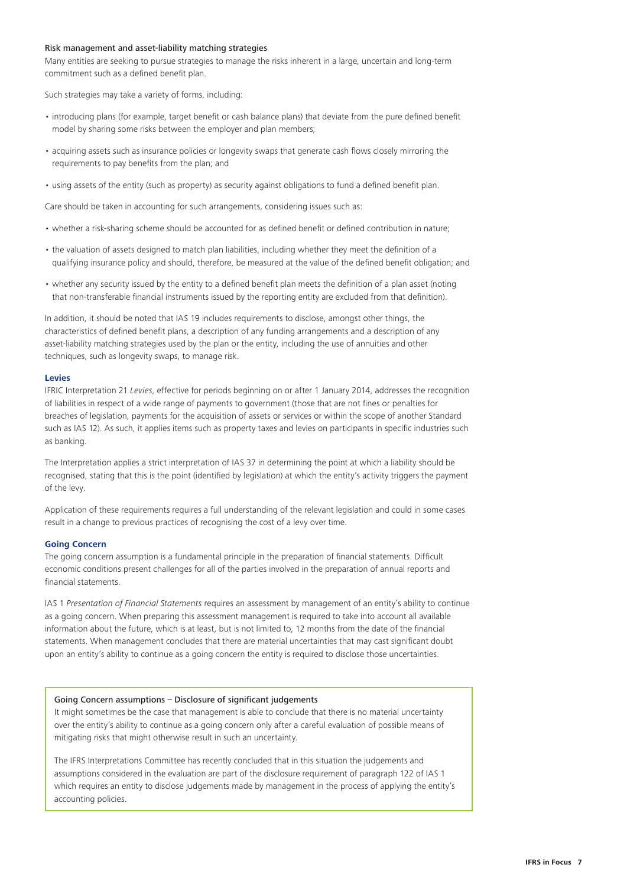### Risk management and asset-liability matching strategies

Many entities are seeking to pursue strategies to manage the risks inherent in a large, uncertain and long-term commitment such as a defined benefit plan.

Such strategies may take a variety of forms, including:

- introducing plans (for example, target benefit or cash balance plans) that deviate from the pure defined benefit model by sharing some risks between the employer and plan members;
- acquiring assets such as insurance policies or longevity swaps that generate cash flows closely mirroring the requirements to pay benefits from the plan; and
- using assets of the entity (such as property) as security against obligations to fund a defined benefit plan.

Care should be taken in accounting for such arrangements, considering issues such as:

- whether a risk-sharing scheme should be accounted for as defined benefit or defined contribution in nature;
- the valuation of assets designed to match plan liabilities, including whether they meet the definition of a qualifying insurance policy and should, therefore, be measured at the value of the defined benefit obligation; and
- whether any security issued by the entity to a defined benefit plan meets the definition of a plan asset (noting that non-transferable financial instruments issued by the reporting entity are excluded from that definition).

In addition, it should be noted that IAS 19 includes requirements to disclose, amongst other things, the characteristics of defined benefit plans, a description of any funding arrangements and a description of any asset-liability matching strategies used by the plan or the entity, including the use of annuities and other techniques, such as longevity swaps, to manage risk.

## Levies

IFRIC Interpretation 21 *Levies*, effective for periods beginning on or after 1 January 2014, addresses the recognition of liabilities in respect of a wide range of payments to government (those that are not fines or penalties for breaches of legislation, payments for the acquisition of assets or services or within the scope of another Standard such as IAS 12). As such, it applies items such as property taxes and levies on participants in specific industries such as banking.

The Interpretation applies a strict interpretation of IAS 37 in determining the point at which a liability should be recognised, stating that this is the point (identified by legislation) at which the entity's activity triggers the payment of the levy.

Application of these requirements requires a full understanding of the relevant legislation and could in some cases result in a change to previous practices of recognising the cost of a levy over time.

## Going Concern

The going concern assumption is a fundamental principle in the preparation of financial statements. Difficult economic conditions present challenges for all of the parties involved in the preparation of annual reports and financial statements.

IAS 1 *Presentation of Financial Statements* requires an assessment by management of an entity's ability to continue as a going concern. When preparing this assessment management is required to take into account all available information about the future, which is at least, but is not limited to, 12 months from the date of the financial statements. When management concludes that there are material uncertainties that may cast significant doubt upon an entity's ability to continue as a going concern the entity is required to disclose those uncertainties.

### Going Concern assumptions – Disclosure of significant judgements

It might sometimes be the case that management is able to conclude that there is no material uncertainty over the entity's ability to continue as a going concern only after a careful evaluation of possible means of mitigating risks that might otherwise result in such an uncertainty.

The IFRS Interpretations Committee has recently concluded that in this situation the judgements and assumptions considered in the evaluation are part of the disclosure requirement of paragraph 122 of IAS 1 which requires an entity to disclose judgements made by management in the process of applying the entity's accounting policies.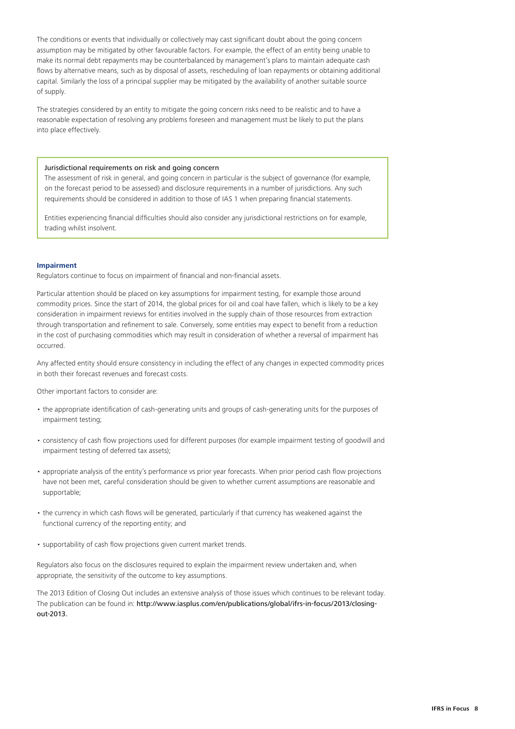The conditions or events that individually or collectively may cast significant doubt about the going concern assumption may be mitigated by other favourable factors. For example, the effect of an entity being unable to make its normal debt repayments may be counterbalanced by management's plans to maintain adequate cash flows by alternative means, such as by disposal of assets, rescheduling of loan repayments or obtaining additional capital. Similarly the loss of a principal supplier may be mitigated by the availability of another suitable source of supply.

The strategies considered by an entity to mitigate the going concern risks need to be realistic and to have a reasonable expectation of resolving any problems foreseen and management must be likely to put the plans into place effectively.

> **Jurisdictional requirements on risk and going concern**
>
> The assessment of risk in general, and going concern in particular is the subject of governance (for example, on the forecast period to be assessed) and disclosure requirements in a number of jurisdictions. Any such requirements should be considered in addition to those of IAS 1 when preparing financial statements.
>
> Entities experiencing financial difficulties should also consider any jurisdictional restrictions on for example, trading whilst insolvent.

### Impairment

Regulators continue to focus on impairment of financial and non-financial assets.

Particular attention should be placed on key assumptions for impairment testing, for example those around commodity prices. Since the start of 2014, the global prices for oil and coal have fallen, which is likely to be a key consideration in impairment reviews for entities involved in the supply chain of those resources from extraction through transportation and refinement to sale. Conversely, some entities may expect to benefit from a reduction in the cost of purchasing commodities which may result in consideration of whether a reversal of impairment has occurred.

Any affected entity should ensure consistency in including the effect of any changes in expected commodity prices in both their forecast revenues and forecast costs.

Other important factors to consider are:

- the appropriate identification of cash-generating units and groups of cash-generating units for the purposes of impairment testing;
- consistency of cash flow projections used for different purposes (for example impairment testing of goodwill and impairment testing of deferred tax assets);
- appropriate analysis of the entity's performance vs prior year forecasts. When prior period cash flow projections have not been met, careful consideration should be given to whether current assumptions are reasonable and supportable;
- the currency in which cash flows will be generated, particularly if that currency has weakened against the functional currency of the reporting entity; and
- supportability of cash flow projections given current market trends.

Regulators also focus on the disclosures required to explain the impairment review undertaken and, when appropriate, the sensitivity of the outcome to key assumptions.

The 2013 Edition of Closing Out includes an extensive analysis of those issues which continues to be relevant today. The publication can be found in: http://www.iasplus.com/en/publications/global/ifrs-in-focus/2013/closing-out-2013.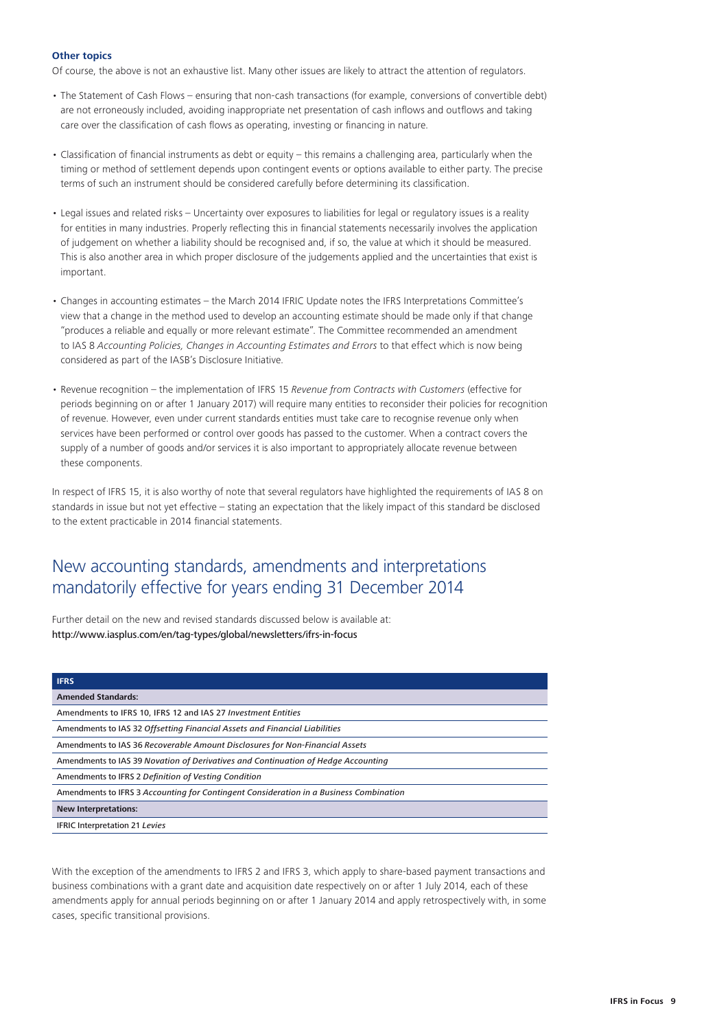**Other topics**

Of course, the above is not an exhaustive list. Many other issues are likely to attract the attention of regulators.

- The Statement of Cash Flows – ensuring that non-cash transactions (for example, conversions of convertible debt) are not erroneously included, avoiding inappropriate net presentation of cash inflows and outflows and taking care over the classification of cash flows as operating, investing or financing in nature.

- Classification of financial instruments as debt or equity – this remains a challenging area, particularly when the timing or method of settlement depends upon contingent events or options available to either party. The precise terms of such an instrument should be considered carefully before determining its classification.

- Legal issues and related risks – Uncertainty over exposures to liabilities for legal or regulatory issues is a reality for entities in many industries. Properly reflecting this in financial statements necessarily involves the application of judgement on whether a liability should be recognised and, if so, the value at which it should be measured. This is also another area in which proper disclosure of the judgements applied and the uncertainties that exist is important.

- Changes in accounting estimates – the March 2014 IFRIC Update notes the IFRS Interpretations Committee's view that a change in the method used to develop an accounting estimate should be made only if that change "produces a reliable and equally or more relevant estimate". The Committee recommended an amendment to IAS 8 *Accounting Policies, Changes in Accounting Estimates and Errors* to that effect which is now being considered as part of the IASB's Disclosure Initiative.

- Revenue recognition – the implementation of IFRS 15 *Revenue from Contracts with Customers* (effective for periods beginning on or after 1 January 2017) will require many entities to reconsider their policies for recognition of revenue. However, even under current standards entities must take care to recognise revenue only when services have been performed or control over goods has passed to the customer. When a contract covers the supply of a number of goods and/or services it is also important to appropriately allocate revenue between these components.

In respect of IFRS 15, it is also worthy of note that several regulators have highlighted the requirements of IAS 8 on standards in issue but not yet effective – stating an expectation that the likely impact of this standard be disclosed to the extent practicable in 2014 financial statements.

## New accounting standards, amendments and interpretations mandatorily effective for years ending 31 December 2014

Further detail on the new and revised standards discussed below is available at:
http://www.iasplus.com/en/tag-types/global/newsletters/ifrs-in-focus

| IFRS |
|---|
| **Amended Standards:** |
| Amendments to IFRS 10, IFRS 12 and IAS 27 *Investment Entities* |
| Amendments to IAS 32 *Offsetting Financial Assets and Financial Liabilities* |
| Amendments to IAS 36 *Recoverable Amount Disclosures for Non-Financial Assets* |
| Amendments to IAS 39 *Novation of Derivatives and Continuation of Hedge Accounting* |
| Amendments to IFRS 2 *Definition of Vesting Condition* |
| Amendments to IFRS 3 *Accounting for Contingent Consideration in a Business Combination* |
| **New Interpretations:** |
| IFRIC Interpretation 21 *Levies* |

With the exception of the amendments to IFRS 2 and IFRS 3, which apply to share-based payment transactions and business combinations with a grant date and acquisition date respectively on or after 1 July 2014, each of these amendments apply for annual periods beginning on or after 1 January 2014 and apply retrospectively with, in some cases, specific transitional provisions.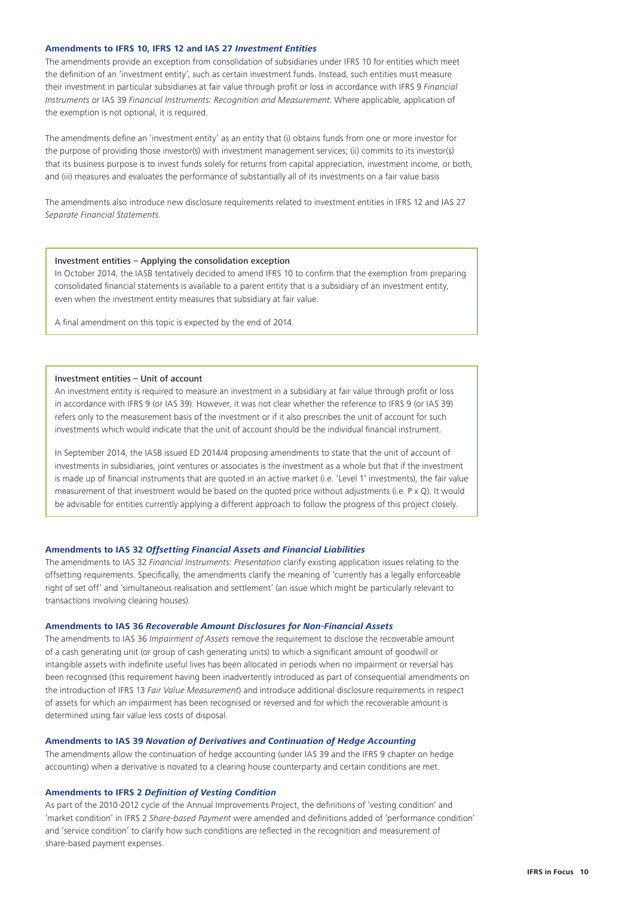### Amendments to IFRS 10, IFRS 12 and IAS 27 *Investment Entities*

The amendments provide an exception from consolidation of subsidiaries under IFRS 10 for entities which meet the definition of an 'investment entity', such as certain investment funds. Instead, such entities must measure their investment in particular subsidiaries at fair value through profit or loss in accordance with IFRS 9 *Financial Instruments* or IAS 39 *Financial Instruments: Recognition and Measurement*. Where applicable, application of the exemption is not optional, it is required.

The amendments define an 'investment entity' as an entity that (i) obtains funds from one or more investor for the purpose of providing those investor(s) with investment management services; (ii) commits to its investor(s) that its business purpose is to invest funds solely for returns from capital appreciation, investment income, or both, and (iii) measures and evaluates the performance of substantially all of its investments on a fair value basis

The amendments also introduce new disclosure requirements related to investment entities in IFRS 12 and IAS 27 *Separate Financial Statements*.

> Investment entities – Applying the consolidation exception
>
> In October 2014, the IASB tentatively decided to amend IFRS 10 to confirm that the exemption from preparing consolidated financial statements is available to a parent entity that is a subsidiary of an investment entity, even when the investment entity measures that subsidiary at fair value.
>
> A final amendment on this topic is expected by the end of 2014.

> Investment entities – Unit of account
>
> An investment entity is required to measure an investment in a subsidiary at fair value through profit or loss in accordance with IFRS 9 (or IAS 39). However, it was not clear whether the reference to IFRS 9 (or IAS 39) refers only to the measurement basis of the investment or if it also prescribes the unit of account for such investments which would indicate that the unit of account should be the individual financial instrument.
>
> In September 2014, the IASB issued ED 2014/4 proposing amendments to state that the unit of account of investments in subsidiaries, joint ventures or associates is the investment as a whole but that if the investment is made up of financial instruments that are quoted in an active market (i.e. 'Level 1' investments), the fair value measurement of that investment would be based on the quoted price without adjustments (i.e. P x Q). It would be advisable for entities currently applying a different approach to follow the progress of this project closely.

### Amendments to IAS 32 *Offsetting Financial Assets and Financial Liabilities*

The amendments to IAS 32 *Financial Instruments: Presentation* clarify existing application issues relating to the offsetting requirements. Specifically, the amendments clarify the meaning of 'currently has a legally enforceable right of set off' and 'simultaneous realisation and settlement' (an issue which might be particularly relevant to transactions involving clearing houses).

### Amendments to IAS 36 *Recoverable Amount Disclosures for Non-Financial Assets*

The amendments to IAS 36 *Impairment of Assets* remove the requirement to disclose the recoverable amount of a cash generating unit (or group of cash generating units) to which a significant amount of goodwill or intangible assets with indefinite useful lives has been allocated in periods when no impairment or reversal has been recognised (this requirement having been inadvertently introduced as part of consequential amendments on the introduction of IFRS 13 *Fair Value Measurement*) and introduce additional disclosure requirements in respect of assets for which an impairment has been recognised or reversed and for which the recoverable amount is determined using fair value less costs of disposal.

### Amendments to IAS 39 *Novation of Derivatives and Continuation of Hedge Accounting*

The amendments allow the continuation of hedge accounting (under IAS 39 and the IFRS 9 chapter on hedge accounting) when a derivative is novated to a clearing house counterparty and certain conditions are met.

### Amendments to IFRS 2 *Definition of Vesting Condition*

As part of the 2010-2012 cycle of the Annual Improvements Project, the definitions of 'vesting condition' and 'market condition' in IFRS 2 *Share-based Payment* were amended and definitions added of 'performance condition' and 'service condition' to clarify how such conditions are reflected in the recognition and measurement of share-based payment expenses.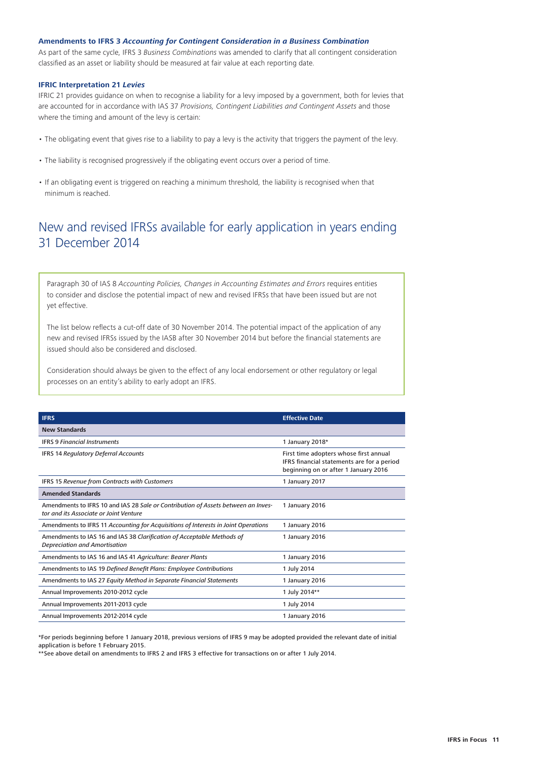### Amendments to IFRS 3 *Accounting for Contingent Consideration in a Business Combination*

As part of the same cycle, IFRS 3 *Business Combinations* was amended to clarify that all contingent consideration classified as an asset or liability should be measured at fair value at each reporting date.

### IFRIC Interpretation 21 *Levies*

IFRIC 21 provides guidance on when to recognise a liability for a levy imposed by a government, both for levies that are accounted for in accordance with IAS 37 *Provisions, Contingent Liabilities and Contingent Assets* and those where the timing and amount of the levy is certain:

- The obligating event that gives rise to a liability to pay a levy is the activity that triggers the payment of the levy.
- The liability is recognised progressively if the obligating event occurs over a period of time.
- If an obligating event is triggered on reaching a minimum threshold, the liability is recognised when that minimum is reached.

## New and revised IFRSs available for early application in years ending 31 December 2014

Paragraph 30 of IAS 8 *Accounting Policies, Changes in Accounting Estimates and Errors* requires entities to consider and disclose the potential impact of new and revised IFRSs that have been issued but are not yet effective.

The list below reflects a cut-off date of 30 November 2014. The potential impact of the application of any new and revised IFRSs issued by the IASB after 30 November 2014 but before the financial statements are issued should also be considered and disclosed.

Consideration should always be given to the effect of any local endorsement or other regulatory or legal processes on an entity's ability to early adopt an IFRS.

| IFRS | Effective Date |
|---|---|
| **New Standards** | |
| IFRS 9 *Financial Instruments* | 1 January 2018* |
| IFRS 14 *Regulatory Deferral Accounts* | First time adopters whose first annual IFRS financial statements are for a period beginning on or after 1 January 2016 |
| IFRS 15 *Revenue from Contracts with Customers* | 1 January 2017 |
| **Amended Standards** | |
| Amendments to IFRS 10 and IAS 28 *Sale or Contribution of Assets between an Investor and its Associate or Joint Venture* | 1 January 2016 |
| Amendments to IFRS 11 *Accounting for Acquisitions of Interests in Joint Operations* | 1 January 2016 |
| Amendments to IAS 16 and IAS 38 *Clarification of Acceptable Methods of Depreciation and Amortisation* | 1 January 2016 |
| Amendments to IAS 16 and IAS 41 *Agriculture: Bearer Plants* | 1 January 2016 |
| Amendments to IAS 19 *Defined Benefit Plans: Employee Contributions* | 1 July 2014 |
| Amendments to IAS 27 *Equity Method in Separate Financial Statements* | 1 January 2016 |
| Annual Improvements 2010-2012 cycle | 1 July 2014** |
| Annual Improvements 2011-2013 cycle | 1 July 2014 |
| Annual Improvements 2012-2014 cycle | 1 January 2016 |

*For periods beginning before 1 January 2018, previous versions of IFRS 9 may be adopted provided the relevant date of initial application is before 1 February 2015.

**See above detail on amendments to IFRS 2 and IFRS 3 effective for transactions on or after 1 July 2014.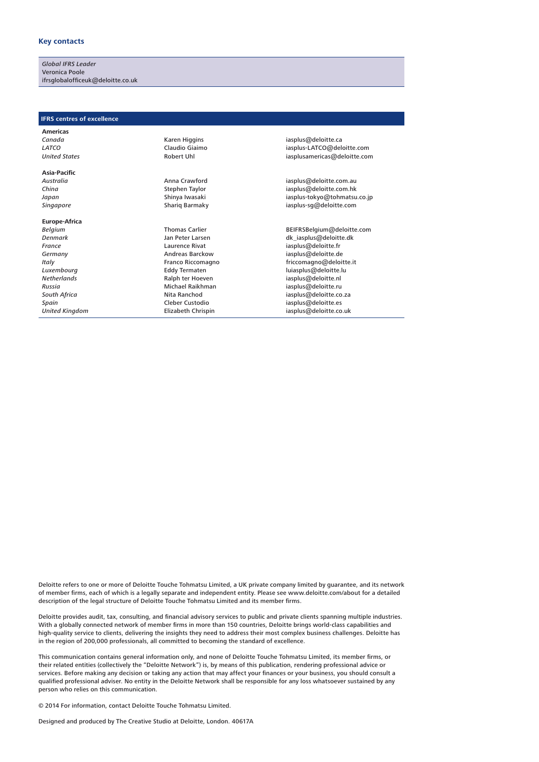### Key contacts

*Global IFRS Leader*
Veronica Poole
ifrsglobalofficeuk@deloitte.co.uk

| IFRS centres of excellence | | |
|---|---|---|
| **Americas** | | |
| *Canada* | Karen Higgins | iasplus@deloitte.ca |
| *LATCO* | Claudio Giaimo | iasplus-LATCO@deloitte.com |
| *United States* | Robert Uhl | iasplusamericas@deloitte.com |
| **Asia-Pacific** | | |
| *Australia* | Anna Crawford | iasplus@deloitte.com.au |
| *China* | Stephen Taylor | iasplus@deloitte.com.hk |
| *Japan* | Shinya Iwasaki | iasplus-tokyo@tohmatsu.co.jp |
| *Singapore* | Shariq Barmaky | iasplus-sg@deloitte.com |
| **Europe-Africa** | | |
| *Belgium* | Thomas Carlier | BEIFRSBelgium@deloitte.com |
| *Denmark* | Jan Peter Larsen | dk_iasplus@deloitte.dk |
| *France* | Laurence Rivat | iasplus@deloitte.fr |
| *Germany* | Andreas Barckow | iasplus@deloitte.de |
| *Italy* | Franco Riccomagno | friccomagno@deloitte.it |
| *Luxembourg* | Eddy Termaten | luiasplus@deloitte.lu |
| *Netherlands* | Ralph ter Hoeven | iasplus@deloitte.nl |
| *Russia* | Michael Raikhman | iasplus@deloitte.ru |
| *South Africa* | Nita Ranchod | iasplus@deloitte.co.za |
| *Spain* | Cleber Custodio | iasplus@deloitte.es |
| *United Kingdom* | Elizabeth Chrispin | iasplus@deloitte.co.uk |

Deloitte refers to one or more of Deloitte Touche Tohmatsu Limited, a UK private company limited by guarantee, and its network of member firms, each of which is a legally separate and independent entity. Please see www.deloitte.com/about for a detailed description of the legal structure of Deloitte Touche Tohmatsu Limited and its member firms.

Deloitte provides audit, tax, consulting, and financial advisory services to public and private clients spanning multiple industries. With a globally connected network of member firms in more than 150 countries, Deloitte brings world-class capabilities and high-quality service to clients, delivering the insights they need to address their most complex business challenges. Deloitte has in the region of 200,000 professionals, all committed to becoming the standard of excellence.

This communication contains general information only, and none of Deloitte Touche Tohmatsu Limited, its member firms, or their related entities (collectively the "Deloitte Network") is, by means of this publication, rendering professional advice or services. Before making any decision or taking any action that may affect your finances or your business, you should consult a qualified professional adviser. No entity in the Deloitte Network shall be responsible for any loss whatsoever sustained by any person who relies on this communication.

© 2014 For information, contact Deloitte Touche Tohmatsu Limited.

Designed and produced by The Creative Studio at Deloitte, London. 40617A